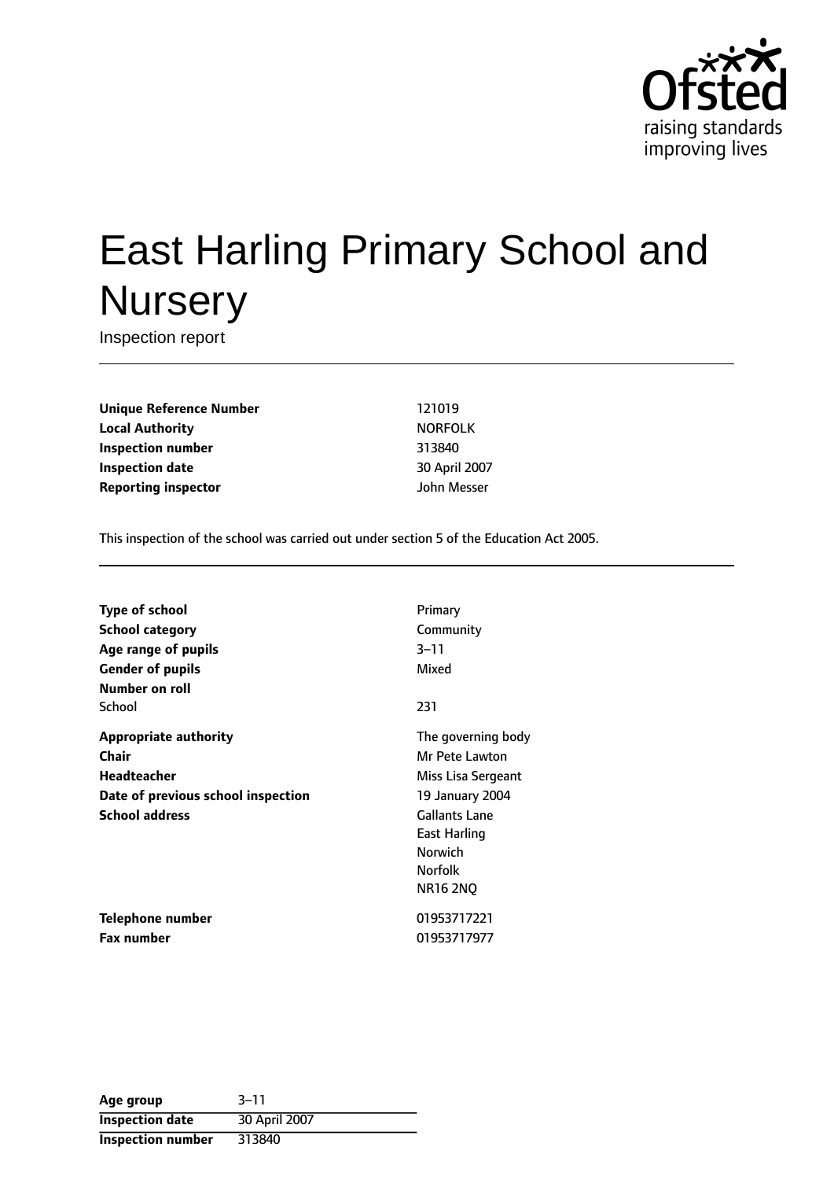# East Harling Primary School and Nursery

Inspection report

| | |
|---|---|
| **Unique Reference Number** | 121019 |
| **Local Authority** | NORFOLK |
| **Inspection number** | 313840 |
| **Inspection date** | 30 April 2007 |
| **Reporting inspector** | John Messer |

This inspection of the school was carried out under section 5 of the Education Act 2005.

| | |
|---|---|
| **Type of school** | Primary |
| **School category** | Community |
| **Age range of pupils** | 3–11 |
| **Gender of pupils** | Mixed |
| **Number on roll** | |
| School | 231 |
| **Appropriate authority** | The governing body |
| **Chair** | Mr Pete Lawton |
| **Headteacher** | Miss Lisa Sergeant |
| **Date of previous school inspection** | 19 January 2004 |
| **School address** | Gallants Lane<br>East Harling<br>Norwich<br>Norfolk<br>NR16 2NQ |
| **Telephone number** | 01953717221 |
| **Fax number** | 01953717977 |

| | |
|---|---|
| **Age group** | 3–11 |
| **Inspection date** | 30 April 2007 |
| **Inspection number** | 313840 |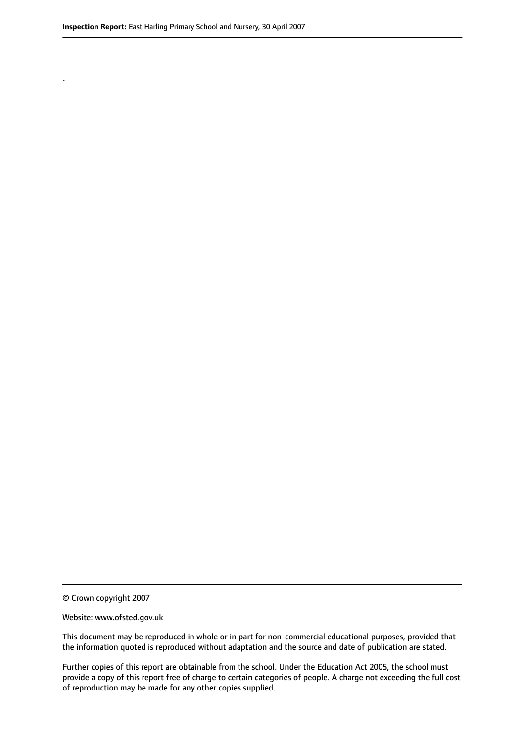.

© Crown copyright 2007

Website: www.ofsted.gov.uk

This document may be reproduced in whole or in part for non-commercial educational purposes, provided that the information quoted is reproduced without adaptation and the source and date of publication are stated.

Further copies of this report are obtainable from the school. Under the Education Act 2005, the school must provide a copy of this report free of charge to certain categories of people. A charge not exceeding the full cost of reproduction may be made for any other copies supplied.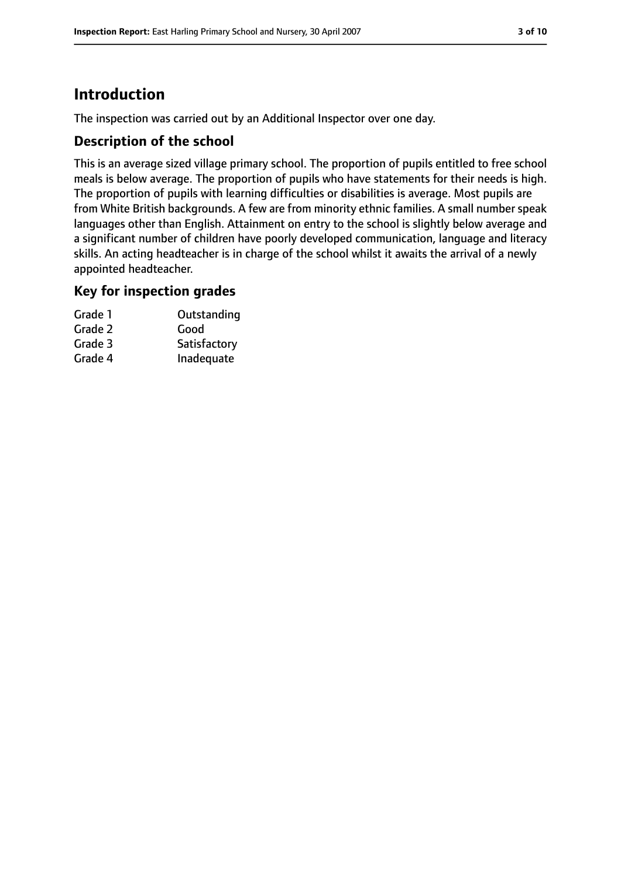# Introduction

The inspection was carried out by an Additional Inspector over one day.

## Description of the school

This is an average sized village primary school. The proportion of pupils entitled to free school meals is below average. The proportion of pupils who have statements for their needs is high. The proportion of pupils with learning difficulties or disabilities is average. Most pupils are from White British backgrounds. A few are from minority ethnic families. A small number speak languages other than English. Attainment on entry to the school is slightly below average and a significant number of children have poorly developed communication, language and literacy skills. An acting headteacher is in charge of the school whilst it awaits the arrival of a newly appointed headteacher.

## Key for inspection grades

| | |
|---|---|
| Grade 1 | Outstanding |
| Grade 2 | Good |
| Grade 3 | Satisfactory |
| Grade 4 | Inadequate |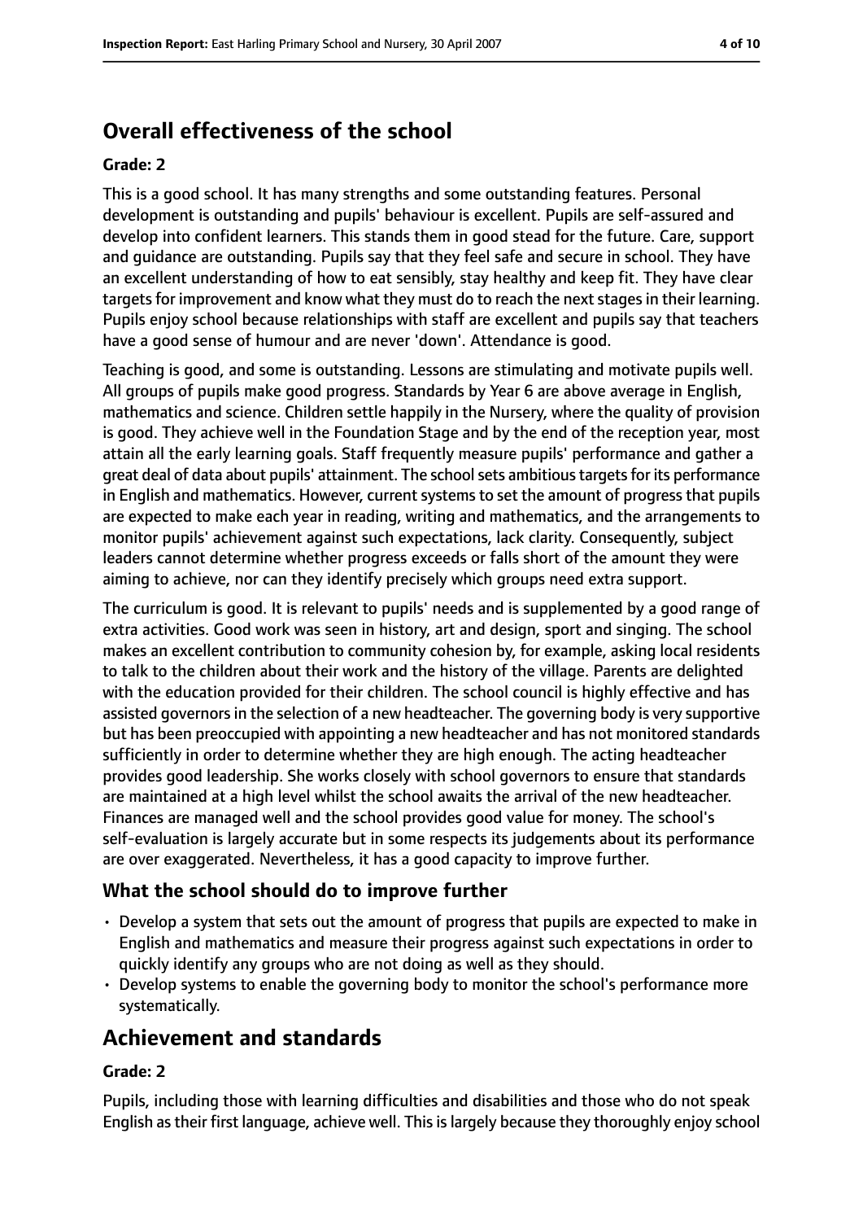## Overall effectiveness of the school

### Grade: 2

This is a good school. It has many strengths and some outstanding features. Personal development is outstanding and pupils' behaviour is excellent. Pupils are self-assured and develop into confident learners. This stands them in good stead for the future. Care, support and guidance are outstanding. Pupils say that they feel safe and secure in school. They have an excellent understanding of how to eat sensibly, stay healthy and keep fit. They have clear targets for improvement and know what they must do to reach the next stages in their learning. Pupils enjoy school because relationships with staff are excellent and pupils say that teachers have a good sense of humour and are never 'down'. Attendance is good.

Teaching is good, and some is outstanding. Lessons are stimulating and motivate pupils well. All groups of pupils make good progress. Standards by Year 6 are above average in English, mathematics and science. Children settle happily in the Nursery, where the quality of provision is good. They achieve well in the Foundation Stage and by the end of the reception year, most attain all the early learning goals. Staff frequently measure pupils' performance and gather a great deal of data about pupils' attainment. The school sets ambitious targets for its performance in English and mathematics. However, current systems to set the amount of progress that pupils are expected to make each year in reading, writing and mathematics, and the arrangements to monitor pupils' achievement against such expectations, lack clarity. Consequently, subject leaders cannot determine whether progress exceeds or falls short of the amount they were aiming to achieve, nor can they identify precisely which groups need extra support.

The curriculum is good. It is relevant to pupils' needs and is supplemented by a good range of extra activities. Good work was seen in history, art and design, sport and singing. The school makes an excellent contribution to community cohesion by, for example, asking local residents to talk to the children about their work and the history of the village. Parents are delighted with the education provided for their children. The school council is highly effective and has assisted governors in the selection of a new headteacher. The governing body is very supportive but has been preoccupied with appointing a new headteacher and has not monitored standards sufficiently in order to determine whether they are high enough. The acting headteacher provides good leadership. She works closely with school governors to ensure that standards are maintained at a high level whilst the school awaits the arrival of the new headteacher. Finances are managed well and the school provides good value for money. The school's self-evaluation is largely accurate but in some respects its judgements about its performance are over exaggerated. Nevertheless, it has a good capacity to improve further.

### What the school should do to improve further

- Develop a system that sets out the amount of progress that pupils are expected to make in English and mathematics and measure their progress against such expectations in order to quickly identify any groups who are not doing as well as they should.
- Develop systems to enable the governing body to monitor the school's performance more systematically.

## Achievement and standards

### Grade: 2

Pupils, including those with learning difficulties and disabilities and those who do not speak English as their first language, achieve well. This is largely because they thoroughly enjoy school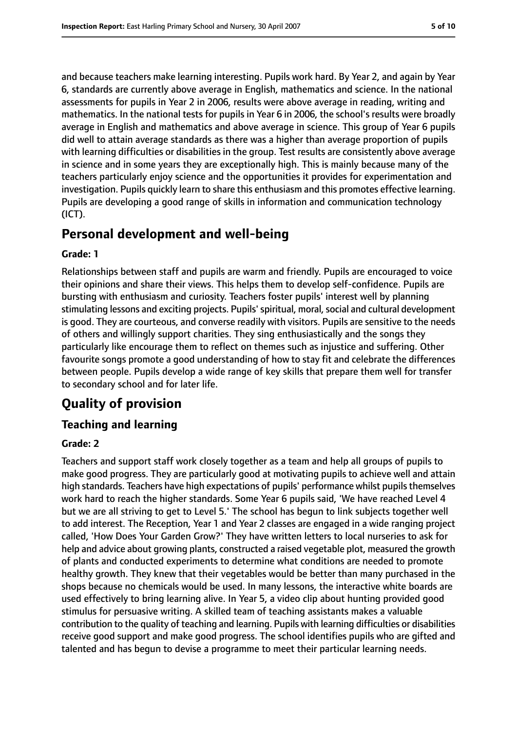and because teachers make learning interesting. Pupils work hard. By Year 2, and again by Year 6, standards are currently above average in English, mathematics and science. In the national assessments for pupils in Year 2 in 2006, results were above average in reading, writing and mathematics. In the national tests for pupils in Year 6 in 2006, the school's results were broadly average in English and mathematics and above average in science. This group of Year 6 pupils did well to attain average standards as there was a higher than average proportion of pupils with learning difficulties or disabilities in the group. Test results are consistently above average in science and in some years they are exceptionally high. This is mainly because many of the teachers particularly enjoy science and the opportunities it provides for experimentation and investigation. Pupils quickly learn to share this enthusiasm and this promotes effective learning. Pupils are developing a good range of skills in information and communication technology (ICT).

## Personal development and well-being

**Grade: 1**

Relationships between staff and pupils are warm and friendly. Pupils are encouraged to voice their opinions and share their views. This helps them to develop self-confidence. Pupils are bursting with enthusiasm and curiosity. Teachers foster pupils' interest well by planning stimulating lessons and exciting projects. Pupils' spiritual, moral, social and cultural development is good. They are courteous, and converse readily with visitors. Pupils are sensitive to the needs of others and willingly support charities. They sing enthusiastically and the songs they particularly like encourage them to reflect on themes such as injustice and suffering. Other favourite songs promote a good understanding of how to stay fit and celebrate the differences between people. Pupils develop a wide range of key skills that prepare them well for transfer to secondary school and for later life.

# Quality of provision

## Teaching and learning

**Grade: 2**

Teachers and support staff work closely together as a team and help all groups of pupils to make good progress. They are particularly good at motivating pupils to achieve well and attain high standards. Teachers have high expectations of pupils' performance whilst pupils themselves work hard to reach the higher standards. Some Year 6 pupils said, 'We have reached Level 4 but we are all striving to get to Level 5.' The school has begun to link subjects together well to add interest. The Reception, Year 1 and Year 2 classes are engaged in a wide ranging project called, 'How Does Your Garden Grow?' They have written letters to local nurseries to ask for help and advice about growing plants, constructed a raised vegetable plot, measured the growth of plants and conducted experiments to determine what conditions are needed to promote healthy growth. They knew that their vegetables would be better than many purchased in the shops because no chemicals would be used. In many lessons, the interactive white boards are used effectively to bring learning alive. In Year 5, a video clip about hunting provided good stimulus for persuasive writing. A skilled team of teaching assistants makes a valuable contribution to the quality of teaching and learning. Pupils with learning difficulties or disabilities receive good support and make good progress. The school identifies pupils who are gifted and talented and has begun to devise a programme to meet their particular learning needs.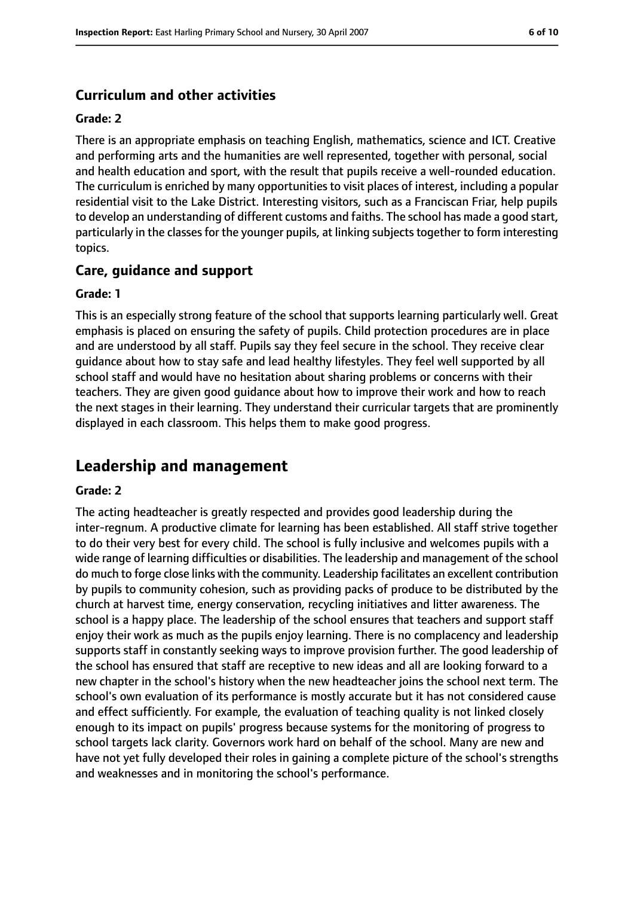### Curriculum and other activities

#### Grade: 2

There is an appropriate emphasis on teaching English, mathematics, science and ICT. Creative and performing arts and the humanities are well represented, together with personal, social and health education and sport, with the result that pupils receive a well-rounded education. The curriculum is enriched by many opportunities to visit places of interest, including a popular residential visit to the Lake District. Interesting visitors, such as a Franciscan Friar, help pupils to develop an understanding of different customs and faiths. The school has made a good start, particularly in the classes for the younger pupils, at linking subjects together to form interesting topics.

### Care, guidance and support

#### Grade: 1

This is an especially strong feature of the school that supports learning particularly well. Great emphasis is placed on ensuring the safety of pupils. Child protection procedures are in place and are understood by all staff. Pupils say they feel secure in the school. They receive clear guidance about how to stay safe and lead healthy lifestyles. They feel well supported by all school staff and would have no hesitation about sharing problems or concerns with their teachers. They are given good guidance about how to improve their work and how to reach the next stages in their learning. They understand their curricular targets that are prominently displayed in each classroom. This helps them to make good progress.

## Leadership and management

#### Grade: 2

The acting headteacher is greatly respected and provides good leadership during the inter-regnum. A productive climate for learning has been established. All staff strive together to do their very best for every child. The school is fully inclusive and welcomes pupils with a wide range of learning difficulties or disabilities. The leadership and management of the school do much to forge close links with the community. Leadership facilitates an excellent contribution by pupils to community cohesion, such as providing packs of produce to be distributed by the church at harvest time, energy conservation, recycling initiatives and litter awareness. The school is a happy place. The leadership of the school ensures that teachers and support staff enjoy their work as much as the pupils enjoy learning. There is no complacency and leadership supports staff in constantly seeking ways to improve provision further. The good leadership of the school has ensured that staff are receptive to new ideas and all are looking forward to a new chapter in the school's history when the new headteacher joins the school next term. The school's own evaluation of its performance is mostly accurate but it has not considered cause and effect sufficiently. For example, the evaluation of teaching quality is not linked closely enough to its impact on pupils' progress because systems for the monitoring of progress to school targets lack clarity. Governors work hard on behalf of the school. Many are new and have not yet fully developed their roles in gaining a complete picture of the school's strengths and weaknesses and in monitoring the school's performance.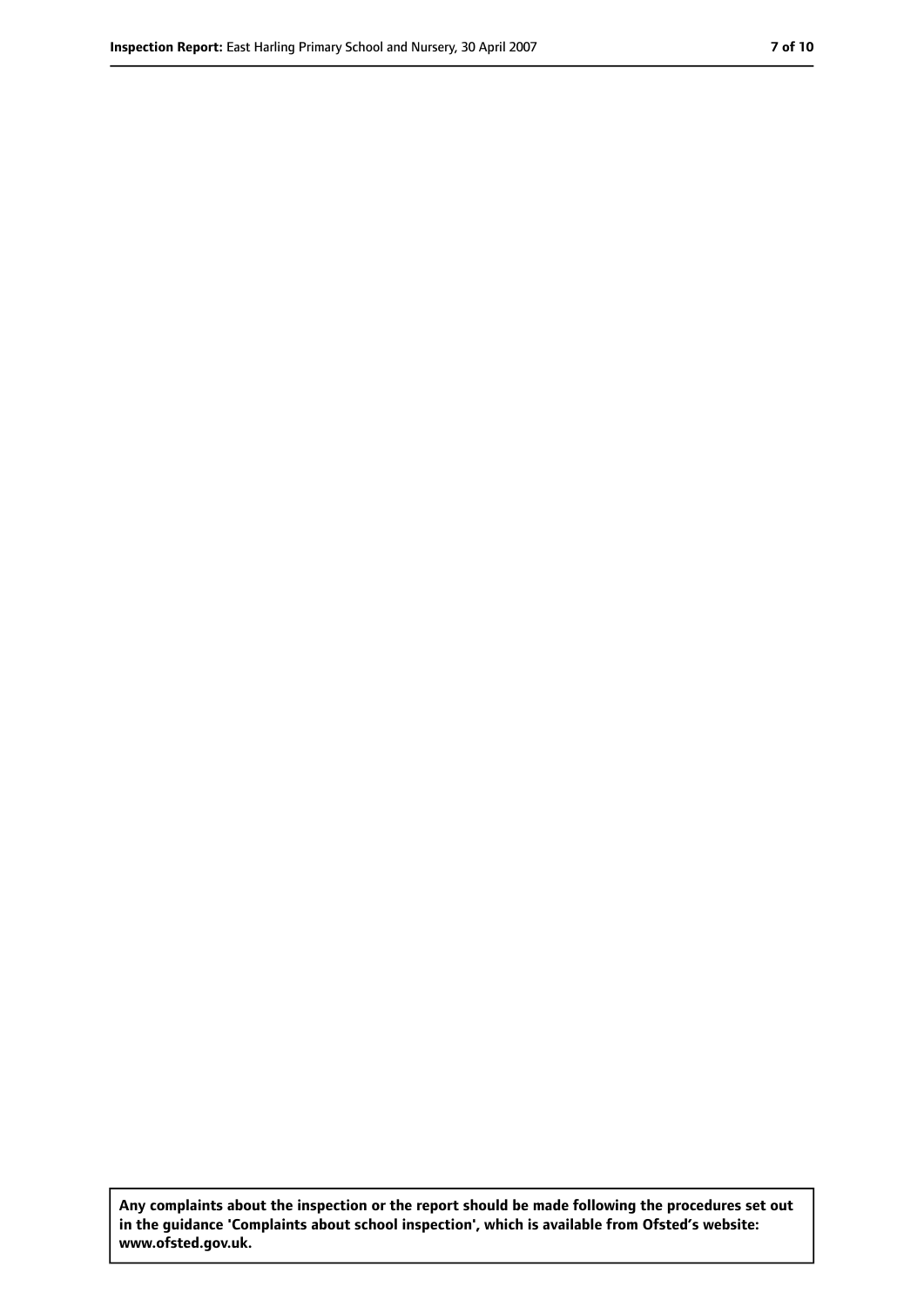**Any complaints about the inspection or the report should be made following the procedures set out in the guidance 'Complaints about school inspection', which is available from Ofsted's website: www.ofsted.gov.uk.**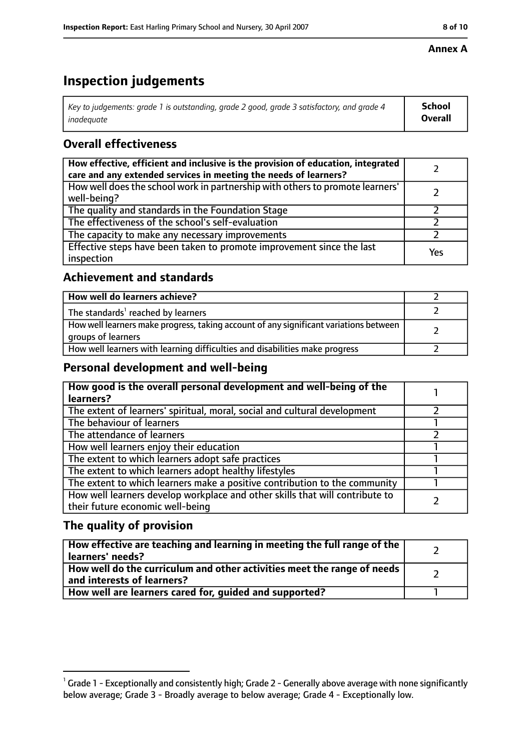**Annex A**

# Inspection judgements

| *Key to judgements: grade 1 is outstanding, grade 2 good, grade 3 satisfactory, and grade 4 inadequate* | **School Overall** |
|---|---|

## Overall effectiveness

| | |
|---|---|
| **How effective, efficient and inclusive is the provision of education, integrated care and any extended services in meeting the needs of learners?** | 2 |
| How well does the school work in partnership with others to promote learners' well-being? | 2 |
| The quality and standards in the Foundation Stage | 2 |
| The effectiveness of the school's self-evaluation | 2 |
| The capacity to make any necessary improvements | 2 |
| Effective steps have been taken to promote improvement since the last inspection | Yes |

## Achievement and standards

| | |
|---|---|
| **How well do learners achieve?** | 2 |
| The standards[1] reached by learners | 2 |
| How well learners make progress, taking account of any significant variations between groups of learners | 2 |
| How well learners with learning difficulties and disabilities make progress | 2 |

## Personal development and well-being

| | |
|---|---|
| **How good is the overall personal development and well-being of the learners?** | 1 |
| The extent of learners' spiritual, moral, social and cultural development | 2 |
| The behaviour of learners | 1 |
| The attendance of learners | 2 |
| How well learners enjoy their education | 1 |
| The extent to which learners adopt safe practices | 1 |
| The extent to which learners adopt healthy lifestyles | 1 |
| The extent to which learners make a positive contribution to the community | 1 |
| How well learners develop workplace and other skills that will contribute to their future economic well-being | 2 |

## The quality of provision

| | |
|---|---|
| **How effective are teaching and learning in meeting the full range of the learners' needs?** | 2 |
| **How well do the curriculum and other activities meet the range of needs and interests of learners?** | 2 |
| **How well are learners cared for, guided and supported?** | 1 |

[1] Grade 1 - Exceptionally and consistently high; Grade 2 - Generally above average with none significantly below average; Grade 3 - Broadly average to below average; Grade 4 - Exceptionally low.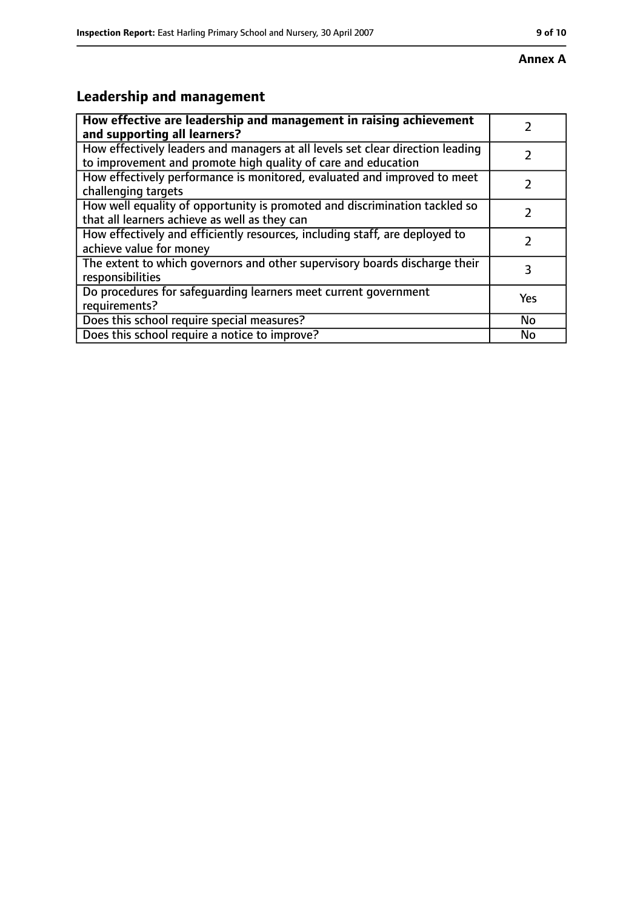**Annex A**

## Leadership and management

| **How effective are leadership and management in raising achievement and supporting all learners?** | 2 |
|---|---|
| How effectively leaders and managers at all levels set clear direction leading to improvement and promote high quality of care and education | 2 |
| How effectively performance is monitored, evaluated and improved to meet challenging targets | 2 |
| How well equality of opportunity is promoted and discrimination tackled so that all learners achieve as well as they can | 2 |
| How effectively and efficiently resources, including staff, are deployed to achieve value for money | 2 |
| The extent to which governors and other supervisory boards discharge their responsibilities | 3 |
| Do procedures for safeguarding learners meet current government requirements? | Yes |
| Does this school require special measures? | No |
| Does this school require a notice to improve? | No |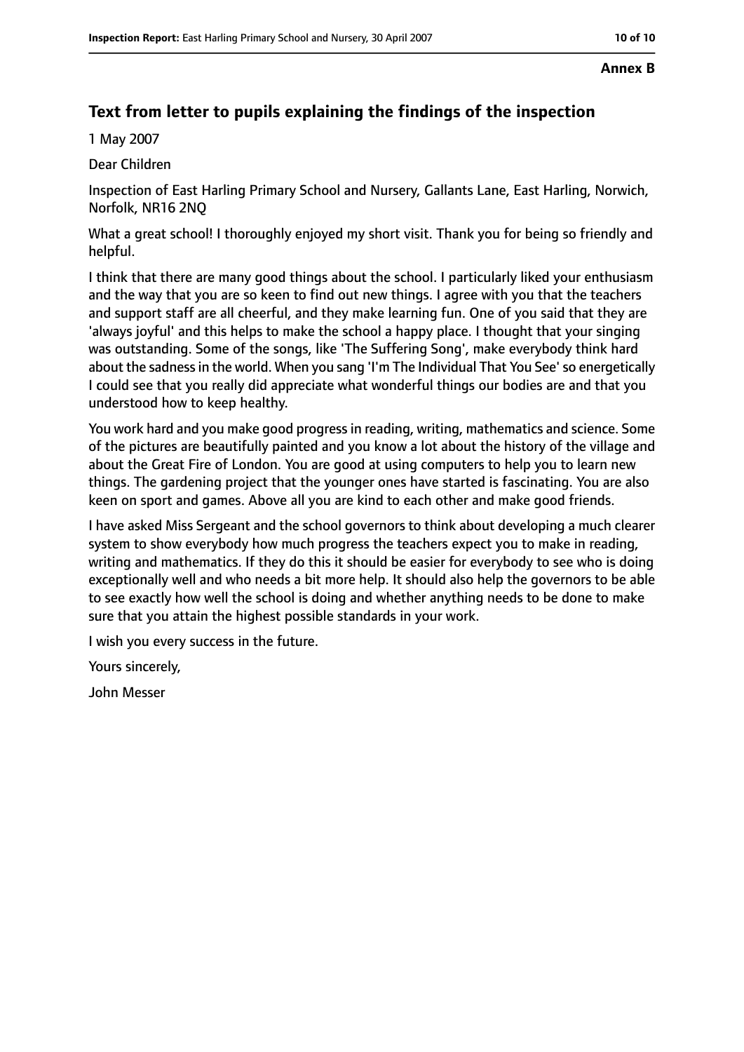**Annex B**

## Text from letter to pupils explaining the findings of the inspection

1 May 2007

Dear Children

Inspection of East Harling Primary School and Nursery, Gallants Lane, East Harling, Norwich, Norfolk, NR16 2NQ

What a great school! I thoroughly enjoyed my short visit. Thank you for being so friendly and helpful.

I think that there are many good things about the school. I particularly liked your enthusiasm and the way that you are so keen to find out new things. I agree with you that the teachers and support staff are all cheerful, and they make learning fun. One of you said that they are 'always joyful' and this helps to make the school a happy place. I thought that your singing was outstanding. Some of the songs, like 'The Suffering Song', make everybody think hard about the sadness in the world. When you sang 'I'm The Individual That You See' so energetically I could see that you really did appreciate what wonderful things our bodies are and that you understood how to keep healthy.

You work hard and you make good progress in reading, writing, mathematics and science. Some of the pictures are beautifully painted and you know a lot about the history of the village and about the Great Fire of London. You are good at using computers to help you to learn new things. The gardening project that the younger ones have started is fascinating. You are also keen on sport and games. Above all you are kind to each other and make good friends.

I have asked Miss Sergeant and the school governors to think about developing a much clearer system to show everybody how much progress the teachers expect you to make in reading, writing and mathematics. If they do this it should be easier for everybody to see who is doing exceptionally well and who needs a bit more help. It should also help the governors to be able to see exactly how well the school is doing and whether anything needs to be done to make sure that you attain the highest possible standards in your work.

I wish you every success in the future.

Yours sincerely,

John Messer